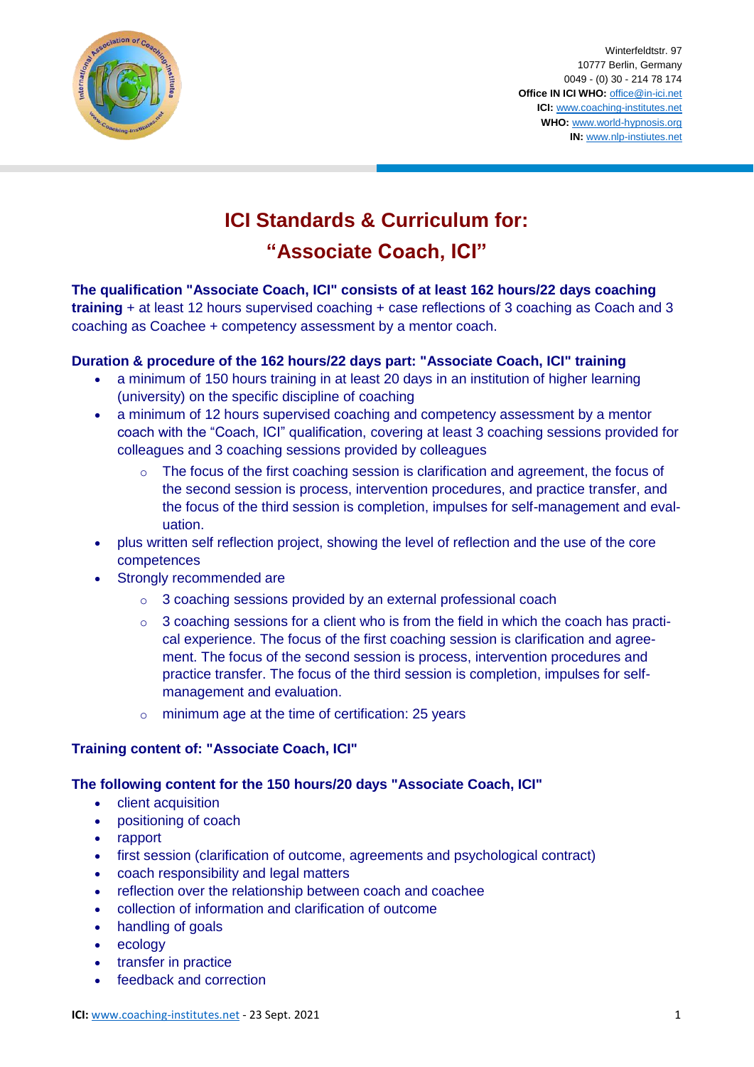Winterfeldtstr. 97
10777 Berlin, Germany
0049 - (0) 30 - 214 78 174
**Office IN ICI WHO:** office@in-ici.net
**ICI:** www.coaching-institutes.net
**WHO:** www.world-hypnosis.org
**IN:** www.nlp-instiutes.net

# ICI Standards & Curriculum for: "Associate Coach, ICI"

**The qualification "Associate Coach, ICI" consists of at least 162 hours/22 days coaching training** + at least 12 hours supervised coaching + case reflections of 3 coaching as Coach and 3 coaching as Coachee + competency assessment by a mentor coach.

### Duration & procedure of the 162 hours/22 days part: "Associate Coach, ICI" training

- a minimum of 150 hours training in at least 20 days in an institution of higher learning (university) on the specific discipline of coaching
- a minimum of 12 hours supervised coaching and competency assessment by a mentor coach with the "Coach, ICI" qualification, covering at least 3 coaching sessions provided for colleagues and 3 coaching sessions provided by colleagues
  - The focus of the first coaching session is clarification and agreement, the focus of the second session is process, intervention procedures, and practice transfer, and the focus of the third session is completion, impulses for self-management and evaluation.
- plus written self reflection project, showing the level of reflection and the use of the core competences
- Strongly recommended are
  - 3 coaching sessions provided by an external professional coach
  - 3 coaching sessions for a client who is from the field in which the coach has practical experience. The focus of the first coaching session is clarification and agreement. The focus of the second session is process, intervention procedures and practice transfer. The focus of the third session is completion, impulses for self-management and evaluation.
  - minimum age at the time of certification: 25 years

### Training content of: "Associate Coach, ICI"

### The following content for the 150 hours/20 days "Associate Coach, ICI"

- client acquisition
- positioning of coach
- rapport
- first session (clarification of outcome, agreements and psychological contract)
- coach responsibility and legal matters
- reflection over the relationship between coach and coachee
- collection of information and clarification of outcome
- handling of goals
- ecology
- transfer in practice
- feedback and correction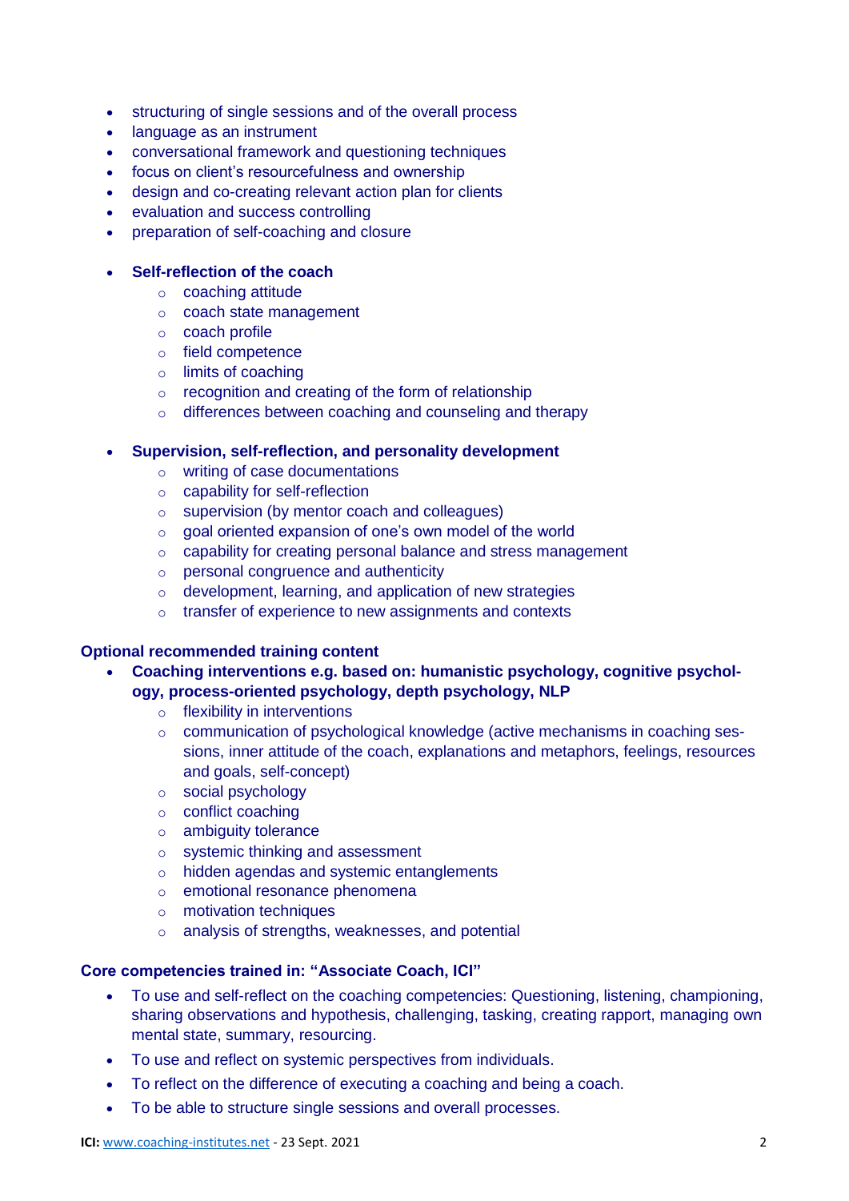- structuring of single sessions and of the overall process
- language as an instrument
- conversational framework and questioning techniques
- focus on client's resourcefulness and ownership
- design and co-creating relevant action plan for clients
- evaluation and success controlling
- preparation of self-coaching and closure

- **Self-reflection of the coach**
    - coaching attitude
    - coach state management
    - coach profile
    - field competence
    - limits of coaching
    - recognition and creating of the form of relationship
    - differences between coaching and counseling and therapy

- **Supervision, self-reflection, and personality development**
    - writing of case documentations
    - capability for self-reflection
    - supervision (by mentor coach and colleagues)
    - goal oriented expansion of one's own model of the world
    - capability for creating personal balance and stress management
    - personal congruence and authenticity
    - development, learning, and application of new strategies
    - transfer of experience to new assignments and contexts

**Optional recommended training content**

- **Coaching interventions e.g. based on: humanistic psychology, cognitive psychology, process-oriented psychology, depth psychology, NLP**
    - flexibility in interventions
    - communication of psychological knowledge (active mechanisms in coaching sessions, inner attitude of the coach, explanations and metaphors, feelings, resources and goals, self-concept)
    - social psychology
    - conflict coaching
    - ambiguity tolerance
    - systemic thinking and assessment
    - hidden agendas and systemic entanglements
    - emotional resonance phenomena
    - motivation techniques
    - analysis of strengths, weaknesses, and potential

**Core competencies trained in: "Associate Coach, ICI"**

- To use and self-reflect on the coaching competencies: Questioning, listening, championing, sharing observations and hypothesis, challenging, tasking, creating rapport, managing own mental state, summary, resourcing.
- To use and reflect on systemic perspectives from individuals.
- To reflect on the difference of executing a coaching and being a coach.
- To be able to structure single sessions and overall processes.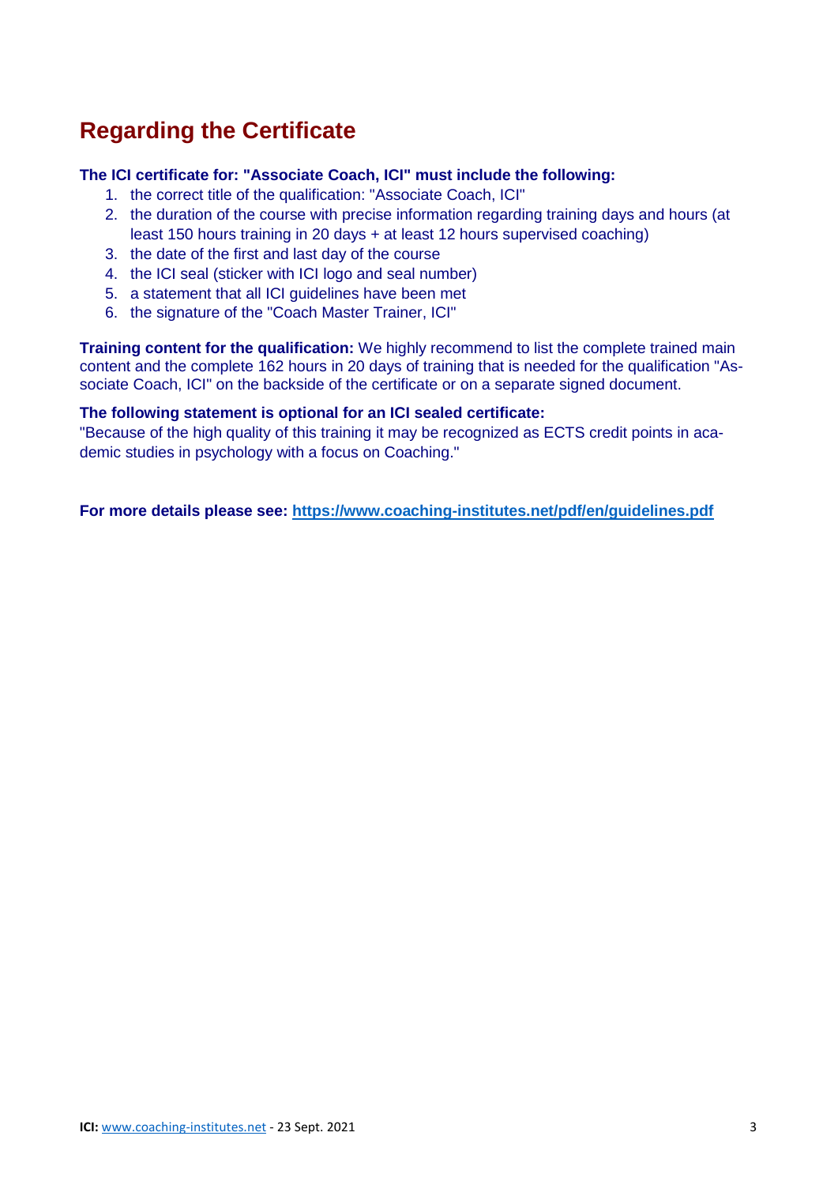## Regarding the Certificate

**The ICI certificate for: "Associate Coach, ICI" must include the following:**

1. the correct title of the qualification: "Associate Coach, ICI"
2. the duration of the course with precise information regarding training days and hours (at least 150 hours training in 20 days + at least 12 hours supervised coaching)
3. the date of the first and last day of the course
4. the ICI seal (sticker with ICI logo and seal number)
5. a statement that all ICI guidelines have been met
6. the signature of the "Coach Master Trainer, ICI"

**Training content for the qualification:** We highly recommend to list the complete trained main content and the complete 162 hours in 20 days of training that is needed for the qualification "Associate Coach, ICI" on the backside of the certificate or on a separate signed document.

**The following statement is optional for an ICI sealed certificate:**
"Because of the high quality of this training it may be recognized as ECTS credit points in academic studies in psychology with a focus on Coaching."

**For more details please see: https://www.coaching-institutes.net/pdf/en/guidelines.pdf**